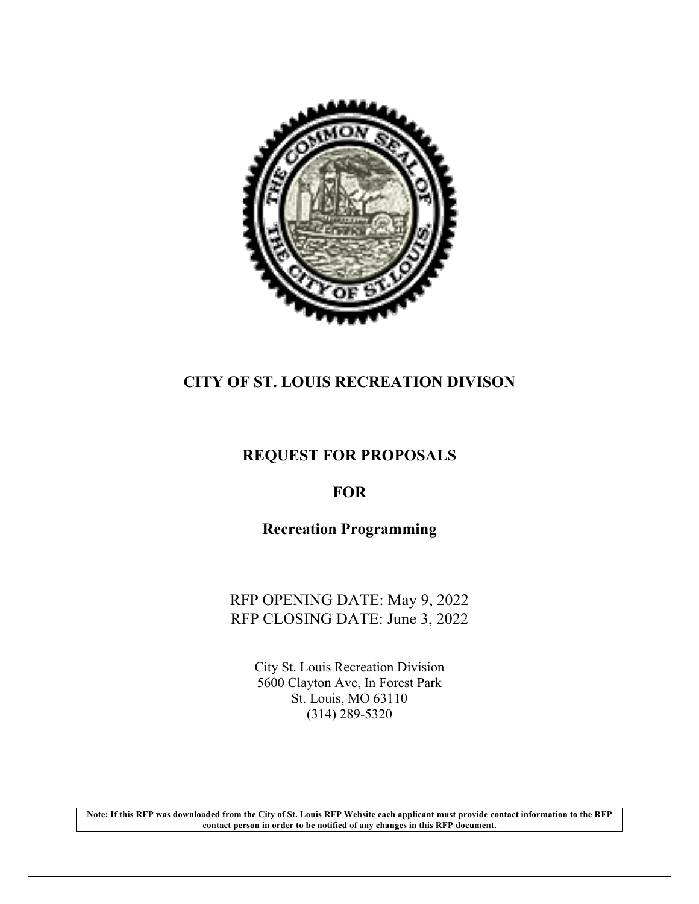# CITY OF ST. LOUIS RECREATION DIVISON

## REQUEST FOR PROPOSALS

## FOR

## Recreation Programming

RFP OPENING DATE: May 9, 2022
RFP CLOSING DATE: June 3, 2022

City St. Louis Recreation Division
5600 Clayton Ave, In Forest Park
St. Louis, MO 63110
(314) 289-5320

**Note: If this RFP was downloaded from the City of St. Louis RFP Website each applicant must provide contact information to the RFP contact person in order to be notified of any changes in this RFP document.**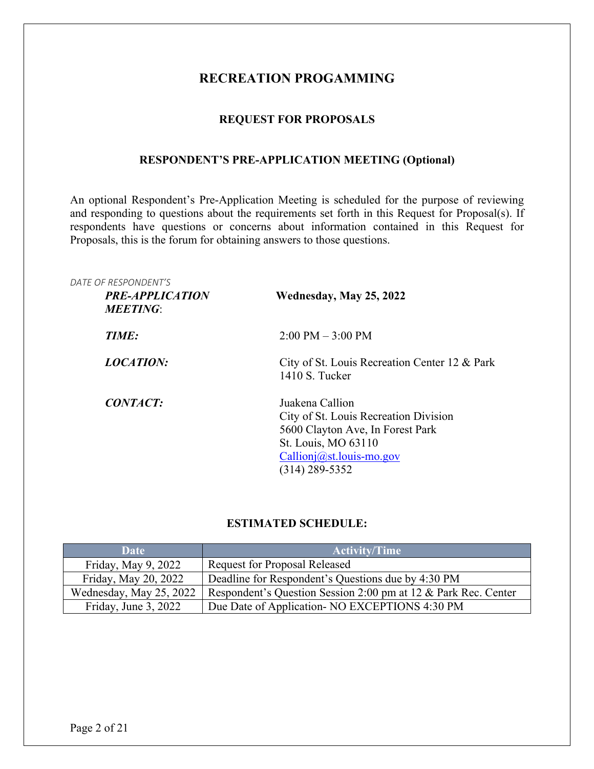# RECREATION PROGAMMING

## REQUEST FOR PROPOSALS

### RESPONDENT'S PRE-APPLICATION MEETING (Optional)

An optional Respondent's Pre-Application Meeting is scheduled for the purpose of reviewing and responding to questions about the requirements set forth in this Request for Proposal(s). If respondents have questions or concerns about information contained in this Request for Proposals, this is the forum for obtaining answers to those questions.

*DATE OF RESPONDENT'S*
***PRE-APPLICATION MEETING***: **Wednesday, May 25, 2022**

***TIME:*** 2:00 PM – 3:00 PM

***LOCATION:*** City of St. Louis Recreation Center 12 & Park
1410 S. Tucker

***CONTACT:*** Juakena Callion
City of St. Louis Recreation Division
5600 Clayton Ave, In Forest Park
St. Louis, MO 63110
Callionj@st.louis-mo.gov
(314) 289-5352

### ESTIMATED SCHEDULE:

| Date | Activity/Time |
|---|---|
| Friday, May 9, 2022 | Request for Proposal Released |
| Friday, May 20, 2022 | Deadline for Respondent's Questions due by 4:30 PM |
| Wednesday, May 25, 2022 | Respondent's Question Session 2:00 pm at 12 & Park Rec. Center |
| Friday, June 3, 2022 | Due Date of Application- NO EXCEPTIONS 4:30 PM |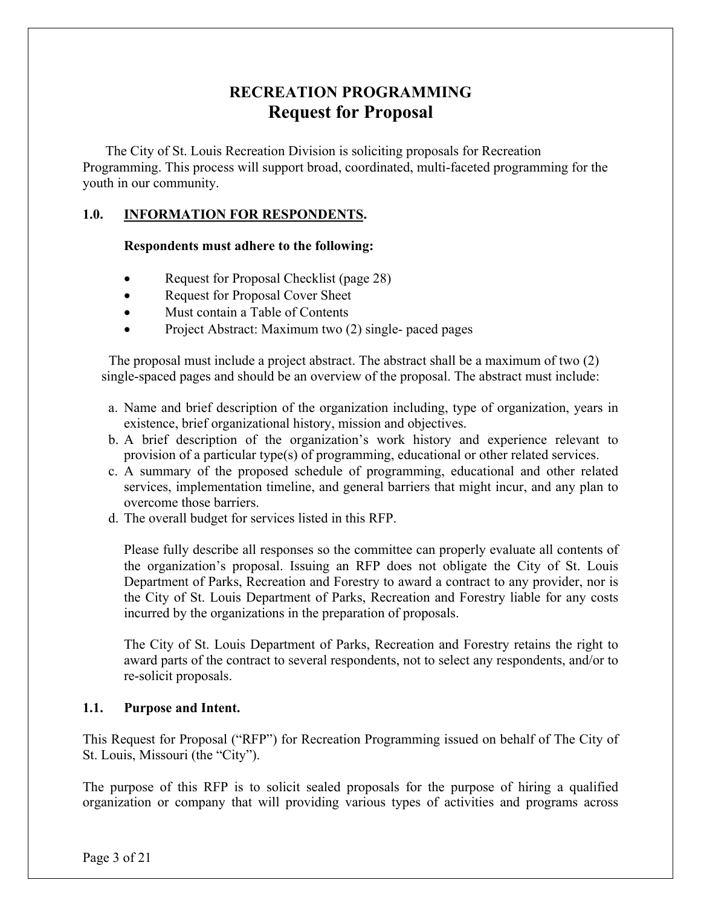# RECREATION PROGRAMMING
## Request for Proposal

The City of St. Louis Recreation Division is soliciting proposals for Recreation Programming. This process will support broad, coordinated, multi-faceted programming for the youth in our community.

### 1.0. INFORMATION FOR RESPONDENTS.

**Respondents must adhere to the following:**

- Request for Proposal Checklist (page 28)
- Request for Proposal Cover Sheet
- Must contain a Table of Contents
- Project Abstract: Maximum two (2) single- paced pages

The proposal must include a project abstract. The abstract shall be a maximum of two (2) single-spaced pages and should be an overview of the proposal. The abstract must include:

a. Name and brief description of the organization including, type of organization, years in existence, brief organizational history, mission and objectives.
b. A brief description of the organization's work history and experience relevant to provision of a particular type(s) of programming, educational or other related services.
c. A summary of the proposed schedule of programming, educational and other related services, implementation timeline, and general barriers that might incur, and any plan to overcome those barriers.
d. The overall budget for services listed in this RFP.

Please fully describe all responses so the committee can properly evaluate all contents of the organization's proposal. Issuing an RFP does not obligate the City of St. Louis Department of Parks, Recreation and Forestry to award a contract to any provider, nor is the City of St. Louis Department of Parks, Recreation and Forestry liable for any costs incurred by the organizations in the preparation of proposals.

The City of St. Louis Department of Parks, Recreation and Forestry retains the right to award parts of the contract to several respondents, not to select any respondents, and/or to re-solicit proposals.

### 1.1. Purpose and Intent.

This Request for Proposal ("RFP") for Recreation Programming issued on behalf of The City of St. Louis, Missouri (the "City").

The purpose of this RFP is to solicit sealed proposals for the purpose of hiring a qualified organization or company that will providing various types of activities and programs across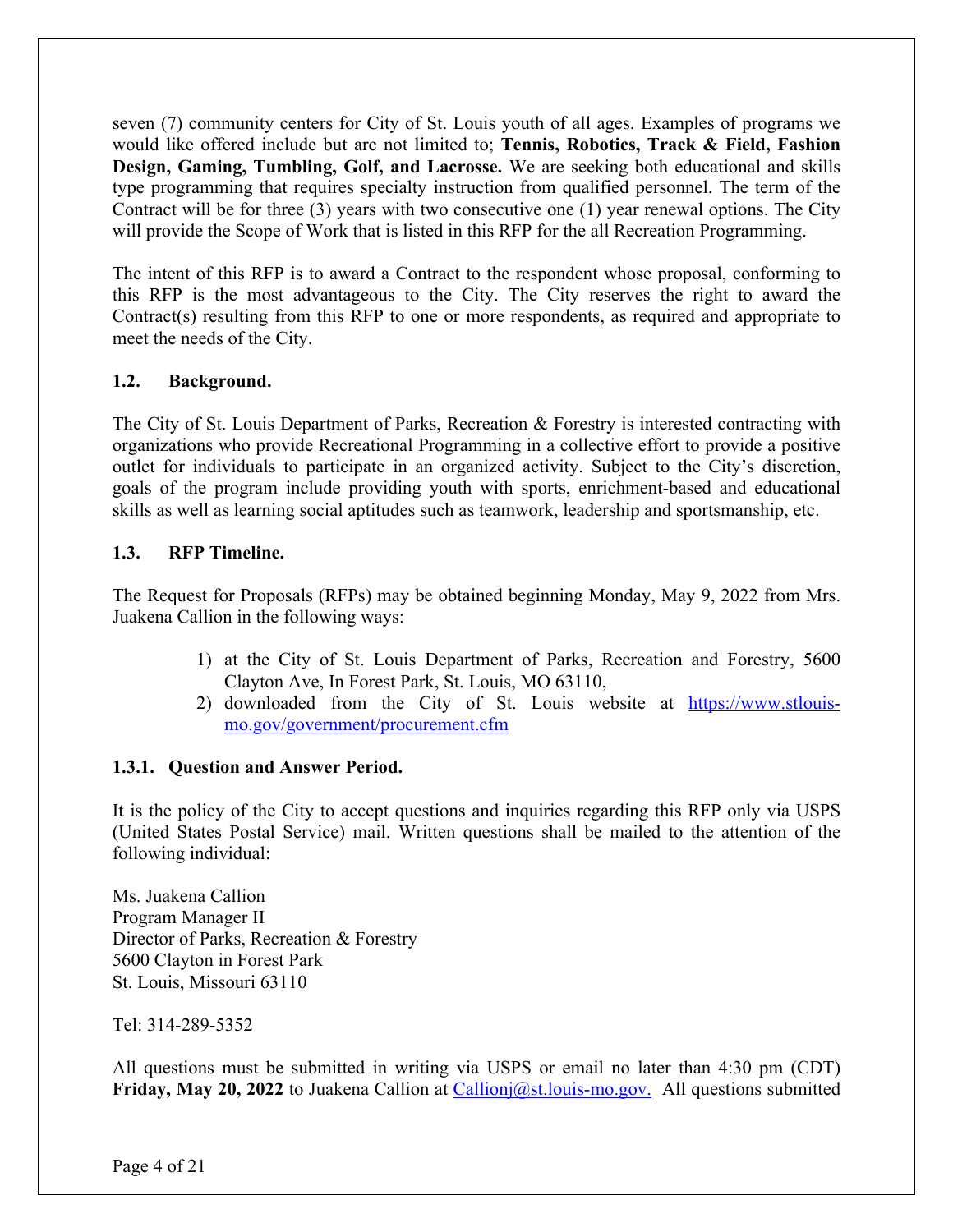seven (7) community centers for City of St. Louis youth of all ages. Examples of programs we would like offered include but are not limited to; **Tennis, Robotics, Track & Field, Fashion Design, Gaming, Tumbling, Golf, and Lacrosse.** We are seeking both educational and skills type programming that requires specialty instruction from qualified personnel. The term of the Contract will be for three (3) years with two consecutive one (1) year renewal options. The City will provide the Scope of Work that is listed in this RFP for the all Recreation Programming.

The intent of this RFP is to award a Contract to the respondent whose proposal, conforming to this RFP is the most advantageous to the City. The City reserves the right to award the Contract(s) resulting from this RFP to one or more respondents, as required and appropriate to meet the needs of the City.

### 1.2. Background.

The City of St. Louis Department of Parks, Recreation & Forestry is interested contracting with organizations who provide Recreational Programming in a collective effort to provide a positive outlet for individuals to participate in an organized activity. Subject to the City's discretion, goals of the program include providing youth with sports, enrichment-based and educational skills as well as learning social aptitudes such as teamwork, leadership and sportsmanship, etc.

### 1.3. RFP Timeline.

The Request for Proposals (RFPs) may be obtained beginning Monday, May 9, 2022 from Mrs. Juakena Callion in the following ways:

1) at the City of St. Louis Department of Parks, Recreation and Forestry, 5600 Clayton Ave, In Forest Park, St. Louis, MO 63110,
2) downloaded from the City of St. Louis website at https://www.stlouis-mo.gov/government/procurement.cfm

#### 1.3.1. Question and Answer Period.

It is the policy of the City to accept questions and inquiries regarding this RFP only via USPS (United States Postal Service) mail. Written questions shall be mailed to the attention of the following individual:

Ms. Juakena Callion
Program Manager II
Director of Parks, Recreation & Forestry
5600 Clayton in Forest Park
St. Louis, Missouri 63110

Tel: 314-289-5352

All questions must be submitted in writing via USPS or email no later than 4:30 pm (CDT) **Friday, May 20, 2022** to Juakena Callion at Callionj@st.louis-mo.gov. All questions submitted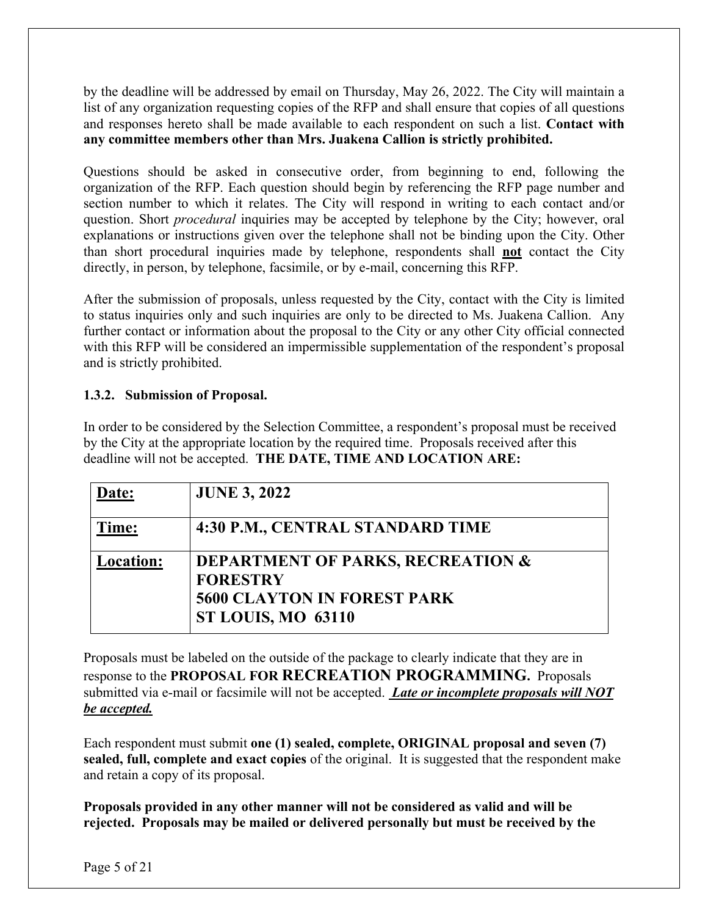by the deadline will be addressed by email on Thursday, May 26, 2022. The City will maintain a list of any organization requesting copies of the RFP and shall ensure that copies of all questions and responses hereto shall be made available to each respondent on such a list. **Contact with any committee members other than Mrs. Juakena Callion is strictly prohibited.**

Questions should be asked in consecutive order, from beginning to end, following the organization of the RFP. Each question should begin by referencing the RFP page number and section number to which it relates. The City will respond in writing to each contact and/or question. Short *procedural* inquiries may be accepted by telephone by the City; however, oral explanations or instructions given over the telephone shall not be binding upon the City. Other than short procedural inquiries made by telephone, respondents shall **not** contact the City directly, in person, by telephone, facsimile, or by e-mail, concerning this RFP.

After the submission of proposals, unless requested by the City, contact with the City is limited to status inquiries only and such inquiries are only to be directed to Ms. Juakena Callion. Any further contact or information about the proposal to the City or any other City official connected with this RFP will be considered an impermissible supplementation of the respondent's proposal and is strictly prohibited.

### 1.3.2. Submission of Proposal.

In order to be considered by the Selection Committee, a respondent's proposal must be received by the City at the appropriate location by the required time. Proposals received after this deadline will not be accepted. **THE DATE, TIME AND LOCATION ARE:**

| **Date:** | **JUNE 3, 2022** |
|---|---|
| **Time:** | **4:30 P.M., CENTRAL STANDARD TIME** |
| **Location:** | **DEPARTMENT OF PARKS, RECREATION & FORESTRY<br>5600 CLAYTON IN FOREST PARK<br>ST LOUIS, MO 63110** |

Proposals must be labeled on the outside of the package to clearly indicate that they are in response to the **PROPOSAL FOR RECREATION PROGRAMMING.** Proposals submitted via e-mail or facsimile will not be accepted. ***Late or incomplete proposals will NOT be accepted.***

Each respondent must submit **one (1) sealed, complete, ORIGINAL proposal and seven (7) sealed, full, complete and exact copies** of the original. It is suggested that the respondent make and retain a copy of its proposal.

**Proposals provided in any other manner will not be considered as valid and will be rejected. Proposals may be mailed or delivered personally but must be received by the**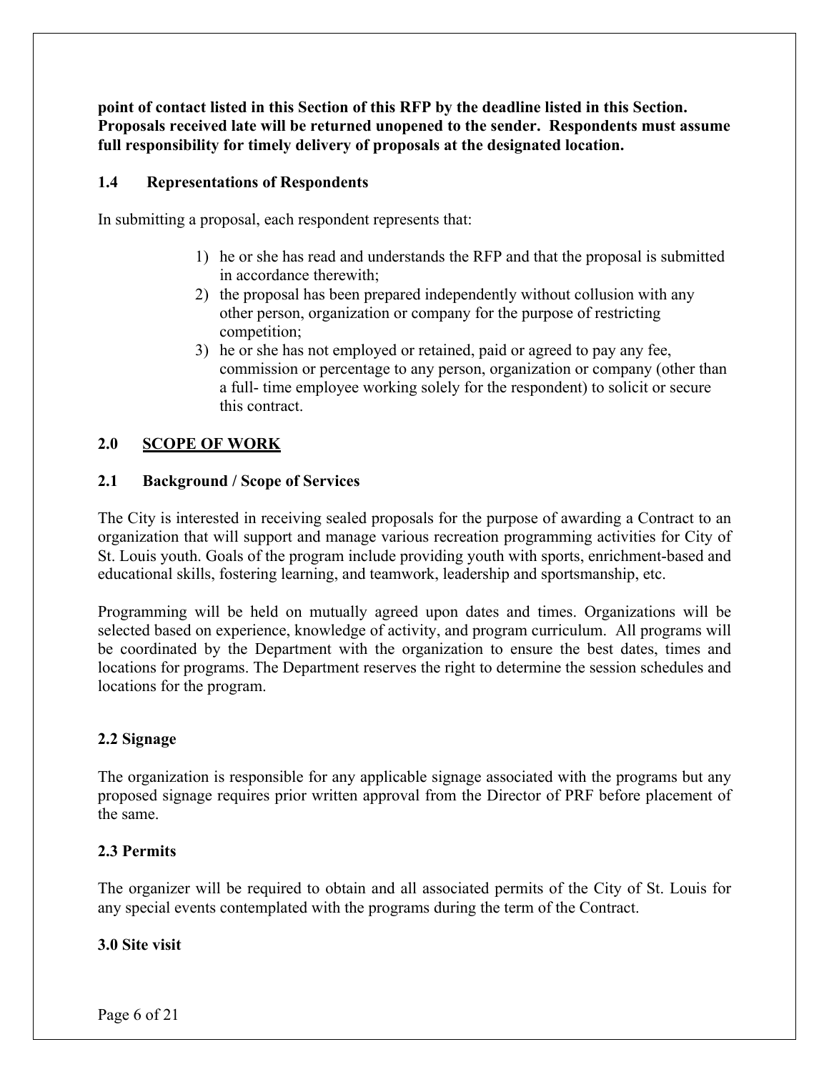**point of contact listed in this Section of this RFP by the deadline listed in this Section. Proposals received late will be returned unopened to the sender. Respondents must assume full responsibility for timely delivery of proposals at the designated location.**

### 1.4 Representations of Respondents

In submitting a proposal, each respondent represents that:

1) he or she has read and understands the RFP and that the proposal is submitted in accordance therewith;
2) the proposal has been prepared independently without collusion with any other person, organization or company for the purpose of restricting competition;
3) he or she has not employed or retained, paid or agreed to pay any fee, commission or percentage to any person, organization or company (other than a full- time employee working solely for the respondent) to solicit or secure this contract.

## 2.0 SCOPE OF WORK

### 2.1 Background / Scope of Services

The City is interested in receiving sealed proposals for the purpose of awarding a Contract to an organization that will support and manage various recreation programming activities for City of St. Louis youth. Goals of the program include providing youth with sports, enrichment-based and educational skills, fostering learning, and teamwork, leadership and sportsmanship, etc.

Programming will be held on mutually agreed upon dates and times. Organizations will be selected based on experience, knowledge of activity, and program curriculum. All programs will be coordinated by the Department with the organization to ensure the best dates, times and locations for programs. The Department reserves the right to determine the session schedules and locations for the program.

### 2.2 Signage

The organization is responsible for any applicable signage associated with the programs but any proposed signage requires prior written approval from the Director of PRF before placement of the same.

### 2.3 Permits

The organizer will be required to obtain and all associated permits of the City of St. Louis for any special events contemplated with the programs during the term of the Contract.

## 3.0 Site visit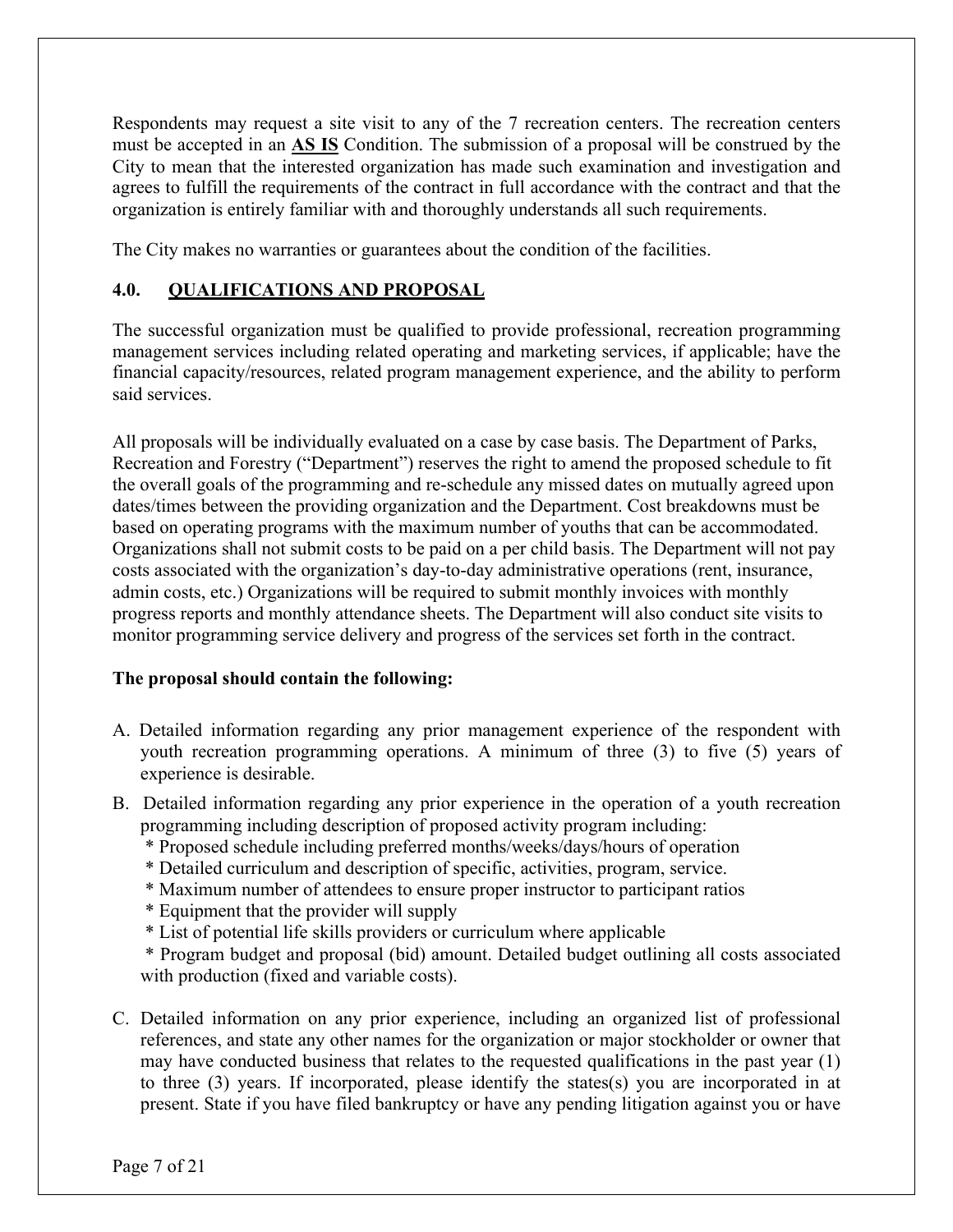Respondents may request a site visit to any of the 7 recreation centers. The recreation centers must be accepted in an **AS IS** Condition. The submission of a proposal will be construed by the City to mean that the interested organization has made such examination and investigation and agrees to fulfill the requirements of the contract in full accordance with the contract and that the organization is entirely familiar with and thoroughly understands all such requirements.

The City makes no warranties or guarantees about the condition of the facilities.

## 4.0. QUALIFICATIONS AND PROPOSAL

The successful organization must be qualified to provide professional, recreation programming management services including related operating and marketing services, if applicable; have the financial capacity/resources, related program management experience, and the ability to perform said services.

All proposals will be individually evaluated on a case by case basis. The Department of Parks, Recreation and Forestry ("Department") reserves the right to amend the proposed schedule to fit the overall goals of the programming and re-schedule any missed dates on mutually agreed upon dates/times between the providing organization and the Department. Cost breakdowns must be based on operating programs with the maximum number of youths that can be accommodated. Organizations shall not submit costs to be paid on a per child basis. The Department will not pay costs associated with the organization's day-to-day administrative operations (rent, insurance, admin costs, etc.) Organizations will be required to submit monthly invoices with monthly progress reports and monthly attendance sheets. The Department will also conduct site visits to monitor programming service delivery and progress of the services set forth in the contract.

**The proposal should contain the following:**

A. Detailed information regarding any prior management experience of the respondent with youth recreation programming operations. A minimum of three (3) to five (5) years of experience is desirable.

B. Detailed information regarding any prior experience in the operation of a youth recreation programming including description of proposed activity program including:
   * Proposed schedule including preferred months/weeks/days/hours of operation
   * Detailed curriculum and description of specific, activities, program, service.
   * Maximum number of attendees to ensure proper instructor to participant ratios
   * Equipment that the provider will supply
   * List of potential life skills providers or curriculum where applicable
   * Program budget and proposal (bid) amount. Detailed budget outlining all costs associated with production (fixed and variable costs).

C. Detailed information on any prior experience, including an organized list of professional references, and state any other names for the organization or major stockholder or owner that may have conducted business that relates to the requested qualifications in the past year (1) to three (3) years. If incorporated, please identify the states(s) you are incorporated in at present. State if you have filed bankruptcy or have any pending litigation against you or have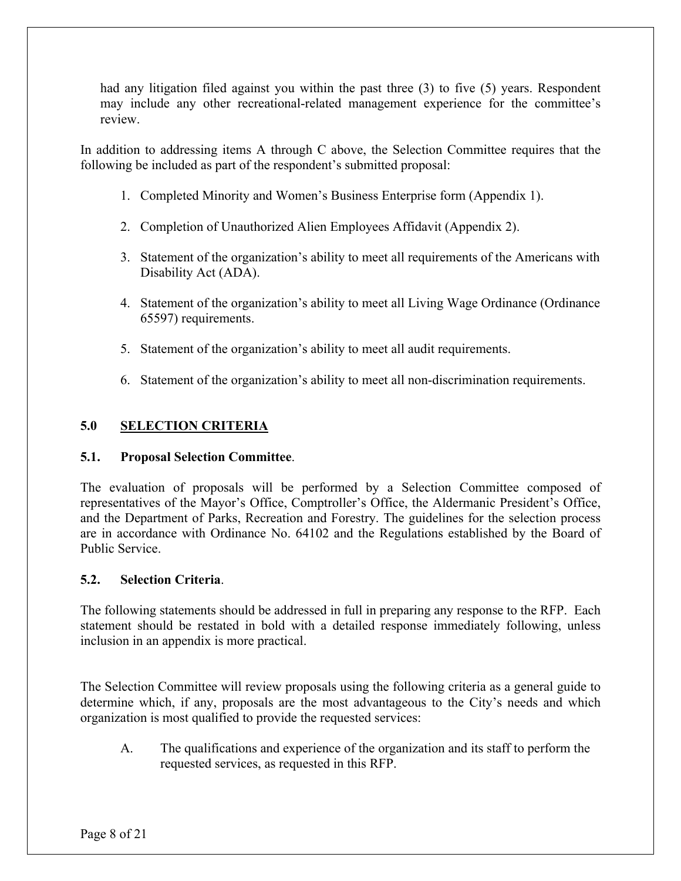had any litigation filed against you within the past three (3) to five (5) years. Respondent may include any other recreational-related management experience for the committee's review.

In addition to addressing items A through C above, the Selection Committee requires that the following be included as part of the respondent's submitted proposal:

1. Completed Minority and Women's Business Enterprise form (Appendix 1).
2. Completion of Unauthorized Alien Employees Affidavit (Appendix 2).
3. Statement of the organization's ability to meet all requirements of the Americans with Disability Act (ADA).
4. Statement of the organization's ability to meet all Living Wage Ordinance (Ordinance 65597) requirements.
5. Statement of the organization's ability to meet all audit requirements.
6. Statement of the organization's ability to meet all non-discrimination requirements.

## 5.0 <u>SELECTION CRITERIA</u>

### 5.1. Proposal Selection Committee.

The evaluation of proposals will be performed by a Selection Committee composed of representatives of the Mayor's Office, Comptroller's Office, the Aldermanic President's Office, and the Department of Parks, Recreation and Forestry. The guidelines for the selection process are in accordance with Ordinance No. 64102 and the Regulations established by the Board of Public Service.

### 5.2. Selection Criteria.

The following statements should be addressed in full in preparing any response to the RFP. Each statement should be restated in bold with a detailed response immediately following, unless inclusion in an appendix is more practical.

The Selection Committee will review proposals using the following criteria as a general guide to determine which, if any, proposals are the most advantageous to the City's needs and which organization is most qualified to provide the requested services:

A. The qualifications and experience of the organization and its staff to perform the requested services, as requested in this RFP.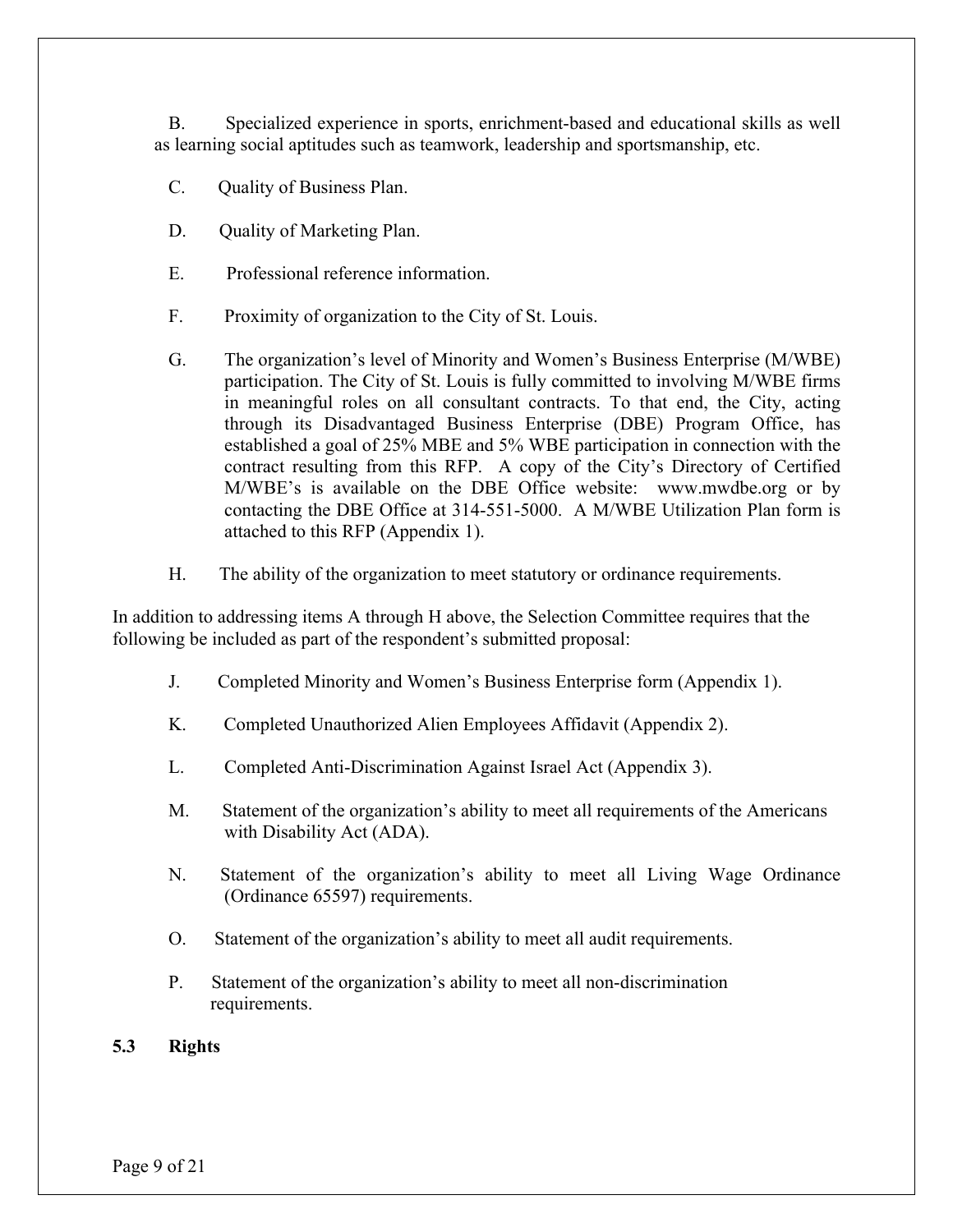B. Specialized experience in sports, enrichment-based and educational skills as well as learning social aptitudes such as teamwork, leadership and sportsmanship, etc.

C. Quality of Business Plan.

D. Quality of Marketing Plan.

E. Professional reference information.

F. Proximity of organization to the City of St. Louis.

G. The organization's level of Minority and Women's Business Enterprise (M/WBE) participation. The City of St. Louis is fully committed to involving M/WBE firms in meaningful roles on all consultant contracts. To that end, the City, acting through its Disadvantaged Business Enterprise (DBE) Program Office, has established a goal of 25% MBE and 5% WBE participation in connection with the contract resulting from this RFP. A copy of the City's Directory of Certified M/WBE's is available on the DBE Office website: www.mwdbe.org or by contacting the DBE Office at 314-551-5000. A M/WBE Utilization Plan form is attached to this RFP (Appendix 1).

H. The ability of the organization to meet statutory or ordinance requirements.

In addition to addressing items A through H above, the Selection Committee requires that the following be included as part of the respondent's submitted proposal:

J. Completed Minority and Women's Business Enterprise form (Appendix 1).

K. Completed Unauthorized Alien Employees Affidavit (Appendix 2).

L. Completed Anti-Discrimination Against Israel Act (Appendix 3).

M. Statement of the organization's ability to meet all requirements of the Americans with Disability Act (ADA).

N. Statement of the organization's ability to meet all Living Wage Ordinance (Ordinance 65597) requirements.

O. Statement of the organization's ability to meet all audit requirements.

P. Statement of the organization's ability to meet all non-discrimination requirements.

**5.3 Rights**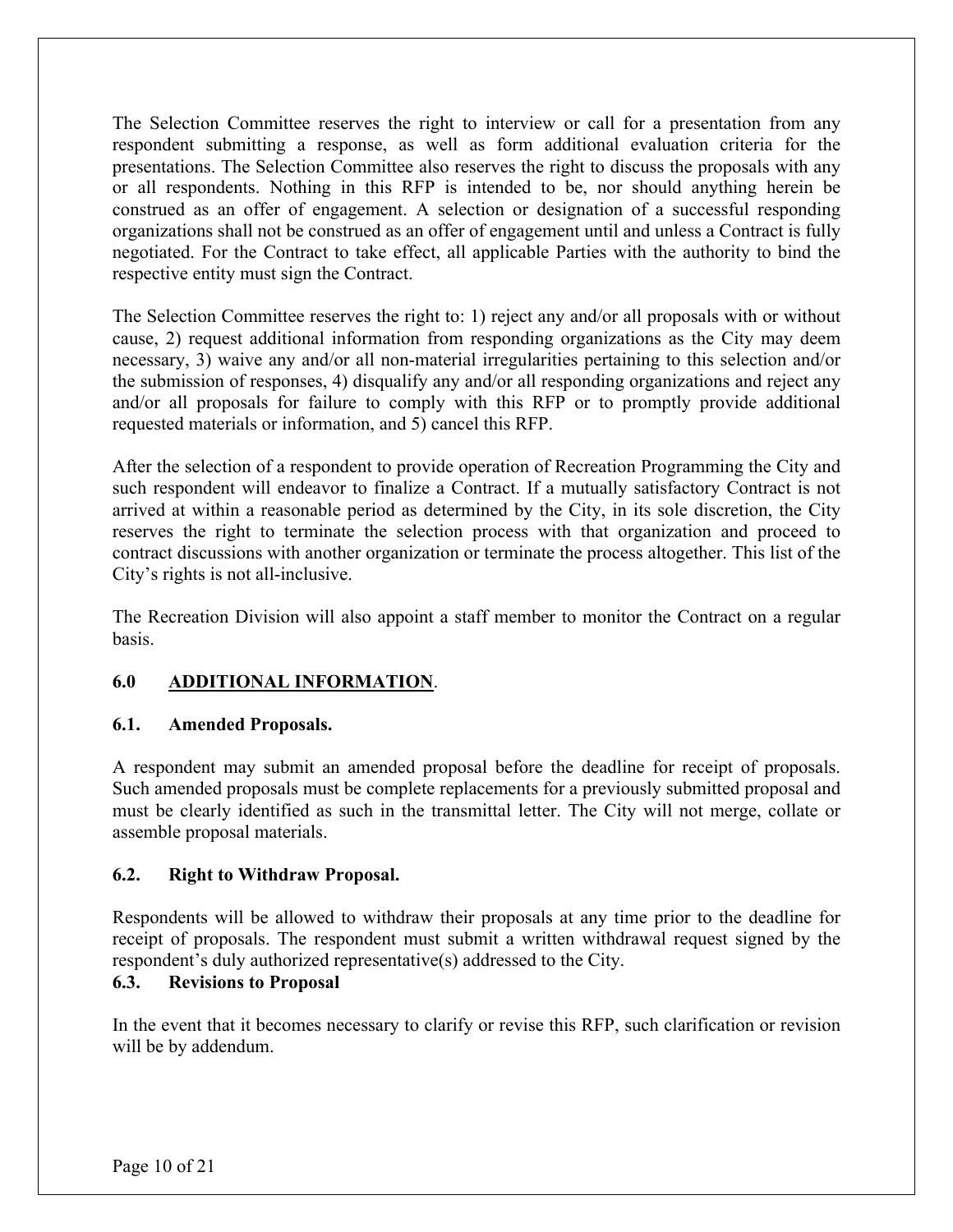The Selection Committee reserves the right to interview or call for a presentation from any respondent submitting a response, as well as form additional evaluation criteria for the presentations. The Selection Committee also reserves the right to discuss the proposals with any or all respondents. Nothing in this RFP is intended to be, nor should anything herein be construed as an offer of engagement. A selection or designation of a successful responding organizations shall not be construed as an offer of engagement until and unless a Contract is fully negotiated. For the Contract to take effect, all applicable Parties with the authority to bind the respective entity must sign the Contract.

The Selection Committee reserves the right to: 1) reject any and/or all proposals with or without cause, 2) request additional information from responding organizations as the City may deem necessary, 3) waive any and/or all non-material irregularities pertaining to this selection and/or the submission of responses, 4) disqualify any and/or all responding organizations and reject any and/or all proposals for failure to comply with this RFP or to promptly provide additional requested materials or information, and 5) cancel this RFP.

After the selection of a respondent to provide operation of Recreation Programming the City and such respondent will endeavor to finalize a Contract. If a mutually satisfactory Contract is not arrived at within a reasonable period as determined by the City, in its sole discretion, the City reserves the right to terminate the selection process with that organization and proceed to contract discussions with another organization or terminate the process altogether. This list of the City's rights is not all-inclusive.

The Recreation Division will also appoint a staff member to monitor the Contract on a regular basis.

## 6.0 ADDITIONAL INFORMATION.

### 6.1. Amended Proposals.

A respondent may submit an amended proposal before the deadline for receipt of proposals. Such amended proposals must be complete replacements for a previously submitted proposal and must be clearly identified as such in the transmittal letter. The City will not merge, collate or assemble proposal materials.

### 6.2. Right to Withdraw Proposal.

Respondents will be allowed to withdraw their proposals at any time prior to the deadline for receipt of proposals. The respondent must submit a written withdrawal request signed by the respondent's duly authorized representative(s) addressed to the City.

### 6.3. Revisions to Proposal

In the event that it becomes necessary to clarify or revise this RFP, such clarification or revision will be by addendum.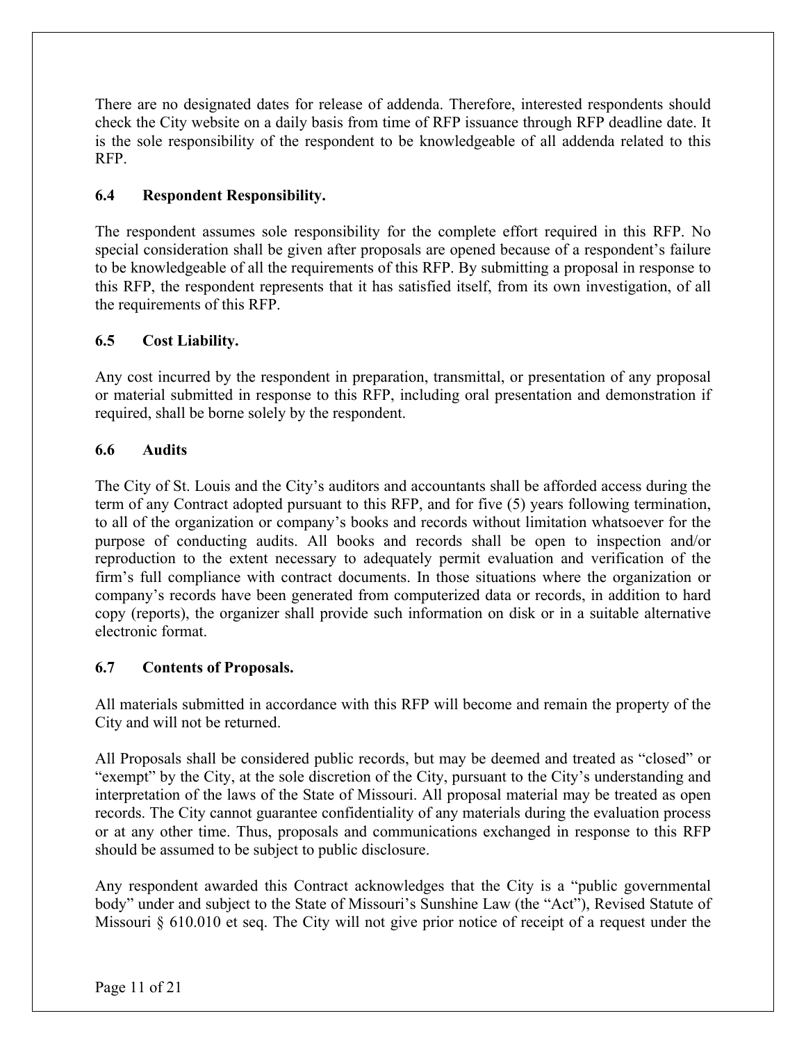There are no designated dates for release of addenda. Therefore, interested respondents should check the City website on a daily basis from time of RFP issuance through RFP deadline date. It is the sole responsibility of the respondent to be knowledgeable of all addenda related to this RFP.

### 6.4 Respondent Responsibility.

The respondent assumes sole responsibility for the complete effort required in this RFP. No special consideration shall be given after proposals are opened because of a respondent's failure to be knowledgeable of all the requirements of this RFP. By submitting a proposal in response to this RFP, the respondent represents that it has satisfied itself, from its own investigation, of all the requirements of this RFP.

### 6.5 Cost Liability.

Any cost incurred by the respondent in preparation, transmittal, or presentation of any proposal or material submitted in response to this RFP, including oral presentation and demonstration if required, shall be borne solely by the respondent.

### 6.6 Audits

The City of St. Louis and the City's auditors and accountants shall be afforded access during the term of any Contract adopted pursuant to this RFP, and for five (5) years following termination, to all of the organization or company's books and records without limitation whatsoever for the purpose of conducting audits. All books and records shall be open to inspection and/or reproduction to the extent necessary to adequately permit evaluation and verification of the firm's full compliance with contract documents. In those situations where the organization or company's records have been generated from computerized data or records, in addition to hard copy (reports), the organizer shall provide such information on disk or in a suitable alternative electronic format.

### 6.7 Contents of Proposals.

All materials submitted in accordance with this RFP will become and remain the property of the City and will not be returned.

All Proposals shall be considered public records, but may be deemed and treated as "closed" or "exempt" by the City, at the sole discretion of the City, pursuant to the City's understanding and interpretation of the laws of the State of Missouri. All proposal material may be treated as open records. The City cannot guarantee confidentiality of any materials during the evaluation process or at any other time. Thus, proposals and communications exchanged in response to this RFP should be assumed to be subject to public disclosure.

Any respondent awarded this Contract acknowledges that the City is a "public governmental body" under and subject to the State of Missouri's Sunshine Law (the "Act"), Revised Statute of Missouri § 610.010 et seq. The City will not give prior notice of receipt of a request under the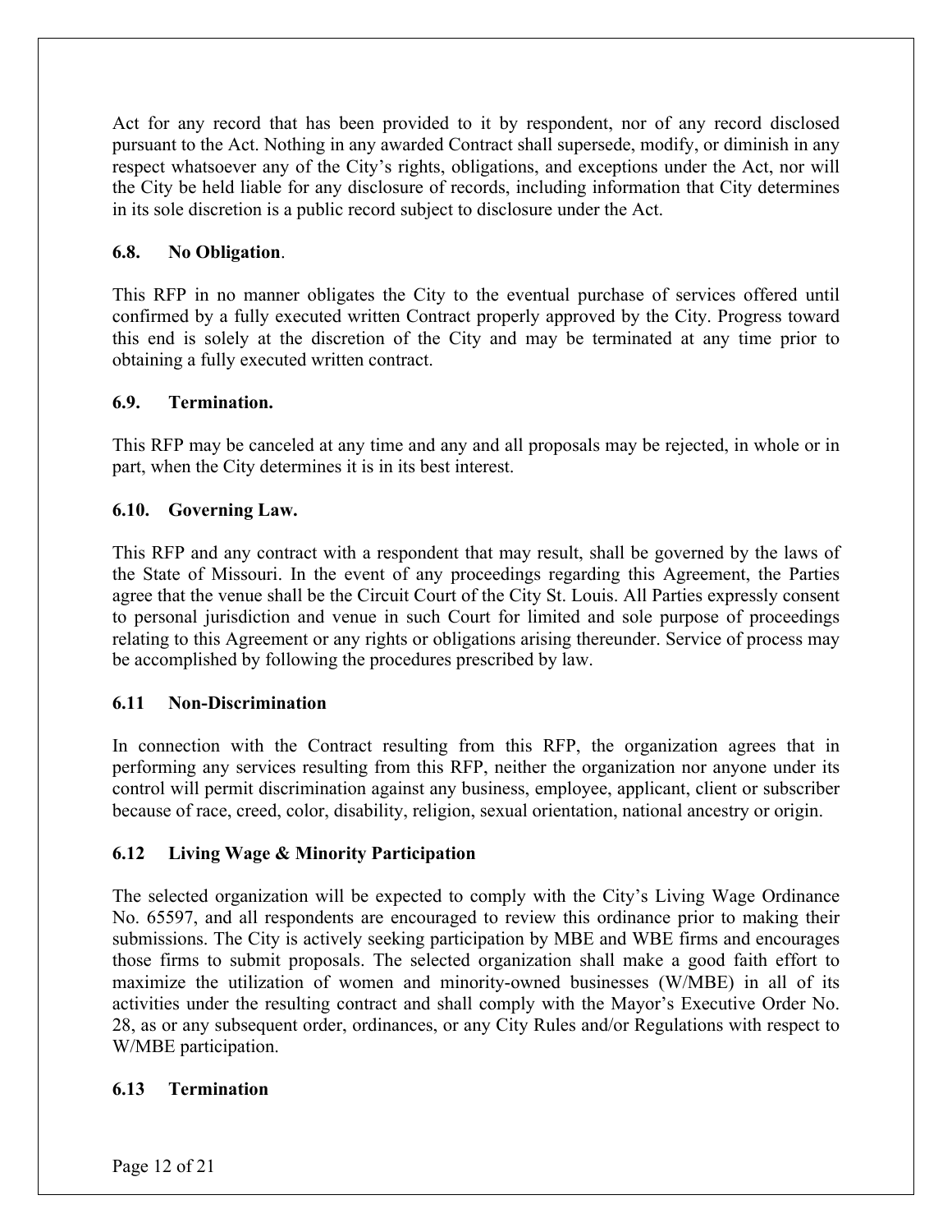Act for any record that has been provided to it by respondent, nor of any record disclosed pursuant to the Act. Nothing in any awarded Contract shall supersede, modify, or diminish in any respect whatsoever any of the City's rights, obligations, and exceptions under the Act, nor will the City be held liable for any disclosure of records, including information that City determines in its sole discretion is a public record subject to disclosure under the Act.

### 6.8. No Obligation.

This RFP in no manner obligates the City to the eventual purchase of services offered until confirmed by a fully executed written Contract properly approved by the City. Progress toward this end is solely at the discretion of the City and may be terminated at any time prior to obtaining a fully executed written contract.

### 6.9. Termination.

This RFP may be canceled at any time and any and all proposals may be rejected, in whole or in part, when the City determines it is in its best interest.

### 6.10. Governing Law.

This RFP and any contract with a respondent that may result, shall be governed by the laws of the State of Missouri. In the event of any proceedings regarding this Agreement, the Parties agree that the venue shall be the Circuit Court of the City St. Louis. All Parties expressly consent to personal jurisdiction and venue in such Court for limited and sole purpose of proceedings relating to this Agreement or any rights or obligations arising thereunder. Service of process may be accomplished by following the procedures prescribed by law.

### 6.11 Non-Discrimination

In connection with the Contract resulting from this RFP, the organization agrees that in performing any services resulting from this RFP, neither the organization nor anyone under its control will permit discrimination against any business, employee, applicant, client or subscriber because of race, creed, color, disability, religion, sexual orientation, national ancestry or origin.

### 6.12 Living Wage & Minority Participation

The selected organization will be expected to comply with the City's Living Wage Ordinance No. 65597, and all respondents are encouraged to review this ordinance prior to making their submissions. The City is actively seeking participation by MBE and WBE firms and encourages those firms to submit proposals. The selected organization shall make a good faith effort to maximize the utilization of women and minority-owned businesses (W/MBE) in all of its activities under the resulting contract and shall comply with the Mayor's Executive Order No. 28, as or any subsequent order, ordinances, or any City Rules and/or Regulations with respect to W/MBE participation.

### 6.13 Termination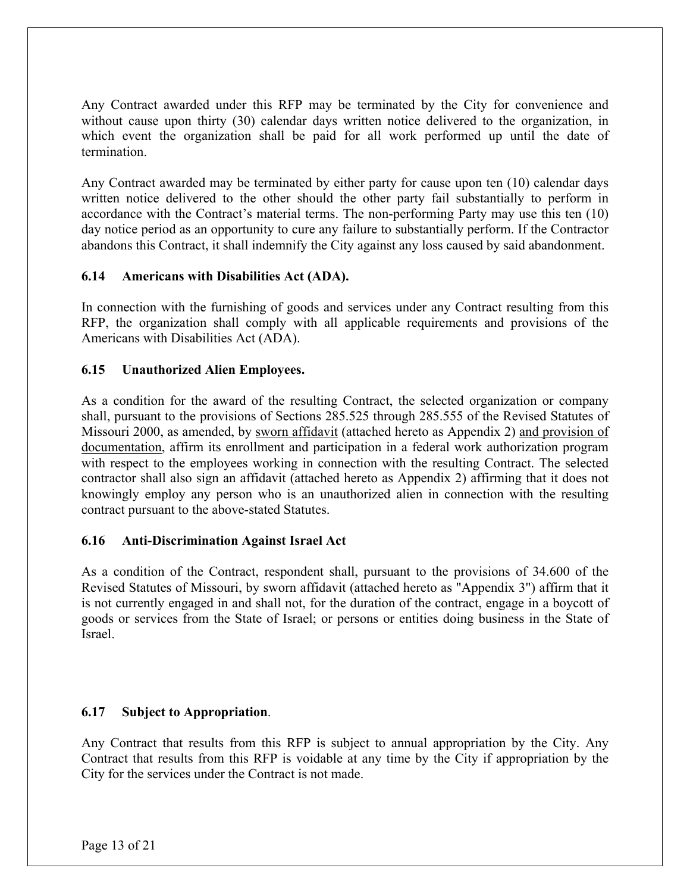Any Contract awarded under this RFP may be terminated by the City for convenience and without cause upon thirty (30) calendar days written notice delivered to the organization, in which event the organization shall be paid for all work performed up until the date of termination.

Any Contract awarded may be terminated by either party for cause upon ten (10) calendar days written notice delivered to the other should the other party fail substantially to perform in accordance with the Contract's material terms. The non-performing Party may use this ten (10) day notice period as an opportunity to cure any failure to substantially perform. If the Contractor abandons this Contract, it shall indemnify the City against any loss caused by said abandonment.

### 6.14 Americans with Disabilities Act (ADA).

In connection with the furnishing of goods and services under any Contract resulting from this RFP, the organization shall comply with all applicable requirements and provisions of the Americans with Disabilities Act (ADA).

### 6.15 Unauthorized Alien Employees.

As a condition for the award of the resulting Contract, the selected organization or company shall, pursuant to the provisions of Sections 285.525 through 285.555 of the Revised Statutes of Missouri 2000, as amended, by sworn affidavit (attached hereto as Appendix 2) and provision of documentation, affirm its enrollment and participation in a federal work authorization program with respect to the employees working in connection with the resulting Contract. The selected contractor shall also sign an affidavit (attached hereto as Appendix 2) affirming that it does not knowingly employ any person who is an unauthorized alien in connection with the resulting contract pursuant to the above-stated Statutes.

### 6.16 Anti-Discrimination Against Israel Act

As a condition of the Contract, respondent shall, pursuant to the provisions of 34.600 of the Revised Statutes of Missouri, by sworn affidavit (attached hereto as "Appendix 3") affirm that it is not currently engaged in and shall not, for the duration of the contract, engage in a boycott of goods or services from the State of Israel; or persons or entities doing business in the State of Israel.

### 6.17 Subject to Appropriation.

Any Contract that results from this RFP is subject to annual appropriation by the City. Any Contract that results from this RFP is voidable at any time by the City if appropriation by the City for the services under the Contract is not made.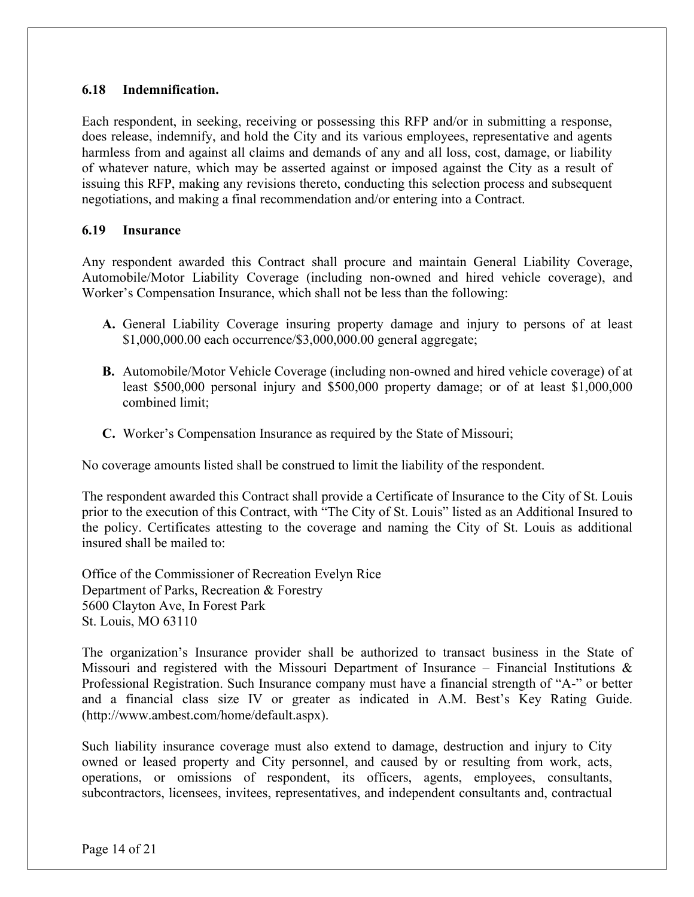### 6.18 Indemnification.

Each respondent, in seeking, receiving or possessing this RFP and/or in submitting a response, does release, indemnify, and hold the City and its various employees, representative and agents harmless from and against all claims and demands of any and all loss, cost, damage, or liability of whatever nature, which may be asserted against or imposed against the City as a result of issuing this RFP, making any revisions thereto, conducting this selection process and subsequent negotiations, and making a final recommendation and/or entering into a Contract.

### 6.19 Insurance

Any respondent awarded this Contract shall procure and maintain General Liability Coverage, Automobile/Motor Liability Coverage (including non-owned and hired vehicle coverage), and Worker's Compensation Insurance, which shall not be less than the following:

- **A.** General Liability Coverage insuring property damage and injury to persons of at least $1,000,000.00 each occurrence/$3,000,000.00 general aggregate;
- **B.** Automobile/Motor Vehicle Coverage (including non-owned and hired vehicle coverage) of at least $500,000 personal injury and $500,000 property damage; or of at least $1,000,000 combined limit;
- **C.** Worker's Compensation Insurance as required by the State of Missouri;

No coverage amounts listed shall be construed to limit the liability of the respondent.

The respondent awarded this Contract shall provide a Certificate of Insurance to the City of St. Louis prior to the execution of this Contract, with "The City of St. Louis" listed as an Additional Insured to the policy. Certificates attesting to the coverage and naming the City of St. Louis as additional insured shall be mailed to:

Office of the Commissioner of Recreation Evelyn Rice
Department of Parks, Recreation & Forestry
5600 Clayton Ave, In Forest Park
St. Louis, MO 63110

The organization's Insurance provider shall be authorized to transact business in the State of Missouri and registered with the Missouri Department of Insurance – Financial Institutions & Professional Registration. Such Insurance company must have a financial strength of "A-" or better and a financial class size IV or greater as indicated in A.M. Best's Key Rating Guide. (http://www.ambest.com/home/default.aspx).

Such liability insurance coverage must also extend to damage, destruction and injury to City owned or leased property and City personnel, and caused by or resulting from work, acts, operations, or omissions of respondent, its officers, agents, employees, consultants, subcontractors, licensees, invitees, representatives, and independent consultants and, contractual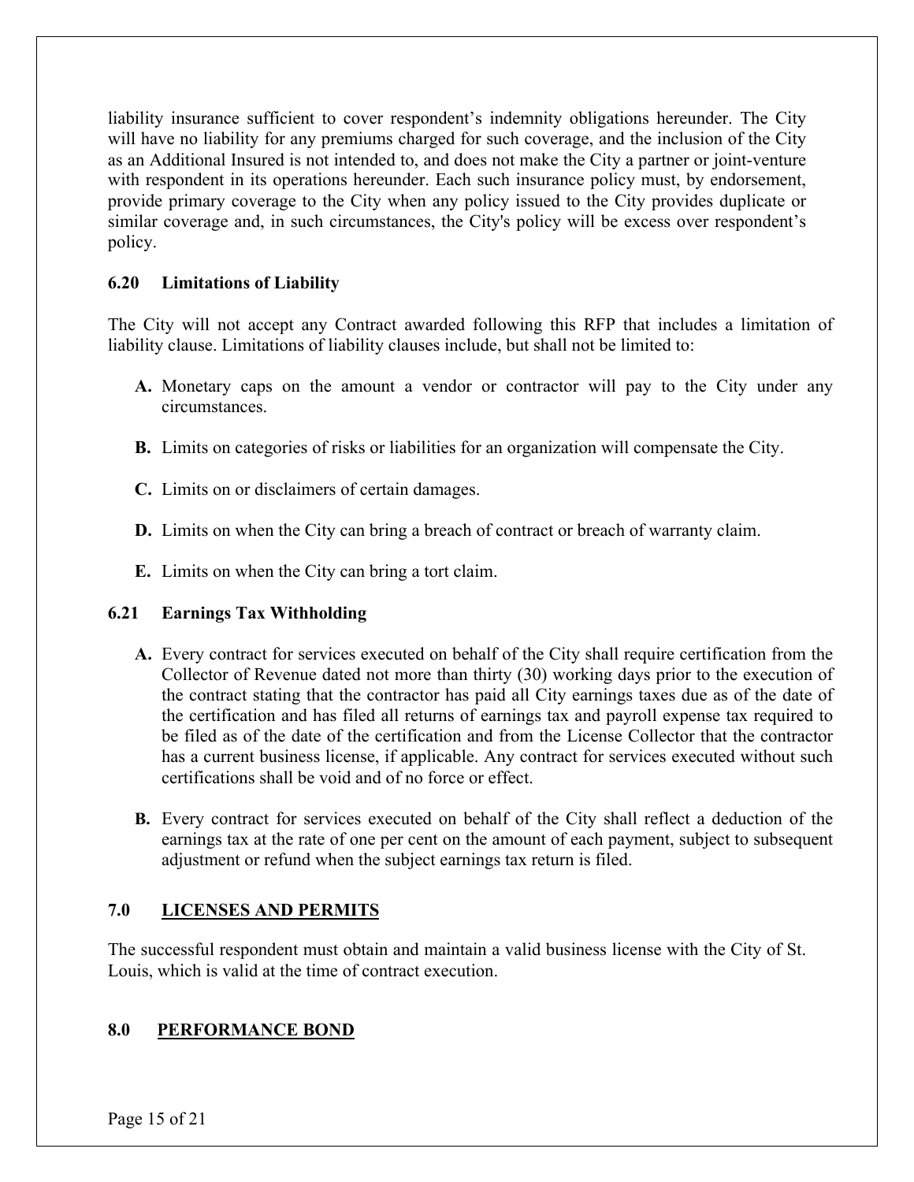liability insurance sufficient to cover respondent's indemnity obligations hereunder. The City will have no liability for any premiums charged for such coverage, and the inclusion of the City as an Additional Insured is not intended to, and does not make the City a partner or joint-venture with respondent in its operations hereunder. Each such insurance policy must, by endorsement, provide primary coverage to the City when any policy issued to the City provides duplicate or similar coverage and, in such circumstances, the City's policy will be excess over respondent's policy.

### 6.20 Limitations of Liability

The City will not accept any Contract awarded following this RFP that includes a limitation of liability clause. Limitations of liability clauses include, but shall not be limited to:

- **A.** Monetary caps on the amount a vendor or contractor will pay to the City under any circumstances.
- **B.** Limits on categories of risks or liabilities for an organization will compensate the City.
- **C.** Limits on or disclaimers of certain damages.
- **D.** Limits on when the City can bring a breach of contract or breach of warranty claim.
- **E.** Limits on when the City can bring a tort claim.

### 6.21 Earnings Tax Withholding

- **A.** Every contract for services executed on behalf of the City shall require certification from the Collector of Revenue dated not more than thirty (30) working days prior to the execution of the contract stating that the contractor has paid all City earnings taxes due as of the date of the certification and has filed all returns of earnings tax and payroll expense tax required to be filed as of the date of the certification and from the License Collector that the contractor has a current business license, if applicable. Any contract for services executed without such certifications shall be void and of no force or effect.
- **B.** Every contract for services executed on behalf of the City shall reflect a deduction of the earnings tax at the rate of one per cent on the amount of each payment, subject to subsequent adjustment or refund when the subject earnings tax return is filed.

## 7.0 LICENSES AND PERMITS

The successful respondent must obtain and maintain a valid business license with the City of St. Louis, which is valid at the time of contract execution.

## 8.0 PERFORMANCE BOND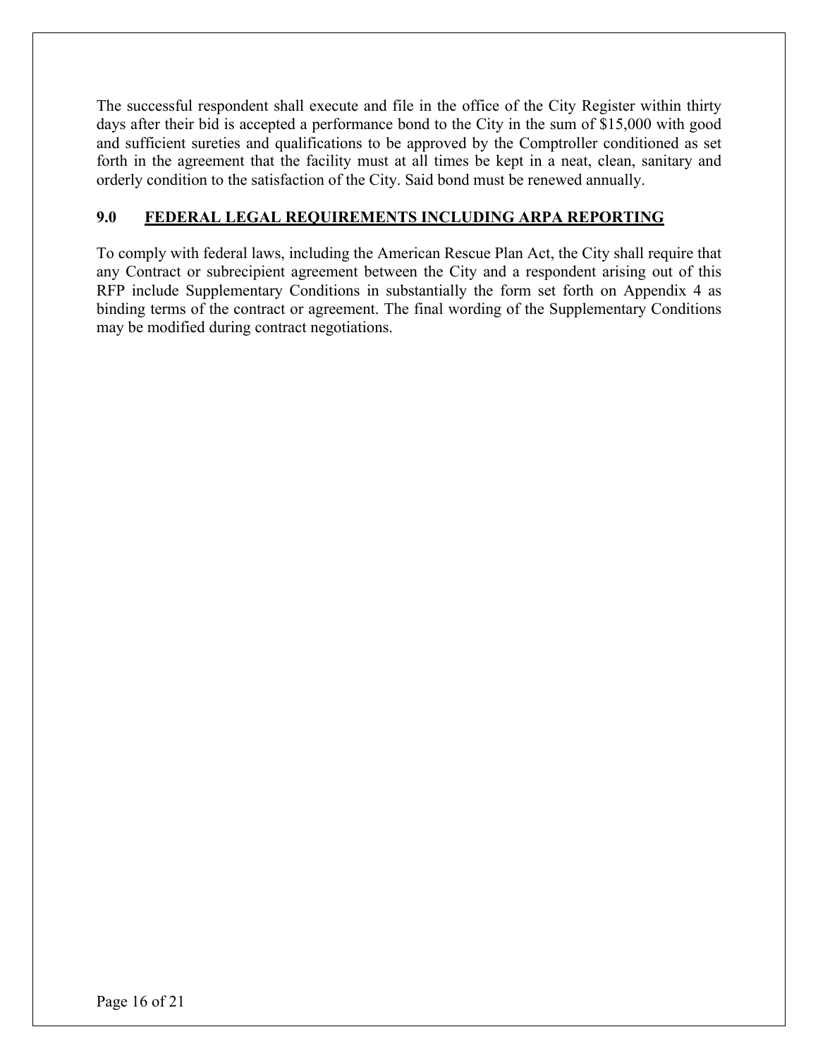The successful respondent shall execute and file in the office of the City Register within thirty days after their bid is accepted a performance bond to the City in the sum of $15,000 with good and sufficient sureties and qualifications to be approved by the Comptroller conditioned as set forth in the agreement that the facility must at all times be kept in a neat, clean, sanitary and orderly condition to the satisfaction of the City. Said bond must be renewed annually.

## 9.0 FEDERAL LEGAL REQUIREMENTS INCLUDING ARPA REPORTING

To comply with federal laws, including the American Rescue Plan Act, the City shall require that any Contract or subrecipient agreement between the City and a respondent arising out of this RFP include Supplementary Conditions in substantially the form set forth on Appendix 4 as binding terms of the contract or agreement. The final wording of the Supplementary Conditions may be modified during contract negotiations.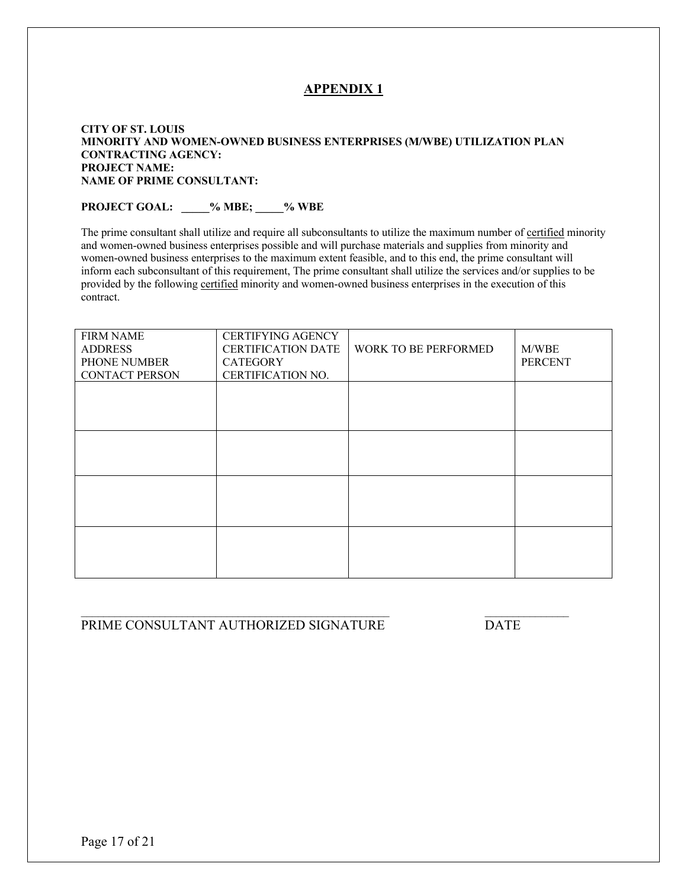## APPENDIX 1

**CITY OF ST. LOUIS**
**MINORITY AND WOMEN-OWNED BUSINESS ENTERPRISES (M/WBE) UTILIZATION PLAN**
**CONTRACTING AGENCY:**
**PROJECT NAME:**
**NAME OF PRIME CONSULTANT:**

**PROJECT GOAL: _____% MBE; _____% WBE**

The prime consultant shall utilize and require all subconsultants to utilize the maximum number of certified minority and women-owned business enterprises possible and will purchase materials and supplies from minority and women-owned business enterprises to the maximum extent feasible, and to this end, the prime consultant will inform each subconsultant of this requirement, The prime consultant shall utilize the services and/or supplies to be provided by the following certified minority and women-owned business enterprises in the execution of this contract.

| FIRM NAME<br>ADDRESS<br>PHONE NUMBER<br>CONTACT PERSON | CERTIFYING AGENCY<br>CERTIFICATION DATE<br>CATEGORY<br>CERTIFICATION NO. | WORK TO BE PERFORMED | M/WBE<br>PERCENT |
|---|---|---|---|
| | | | |
| | | | |
| | | | |
| | | | |

_______________________________________________ PRIME CONSULTANT AUTHORIZED SIGNATURE

_____________ DATE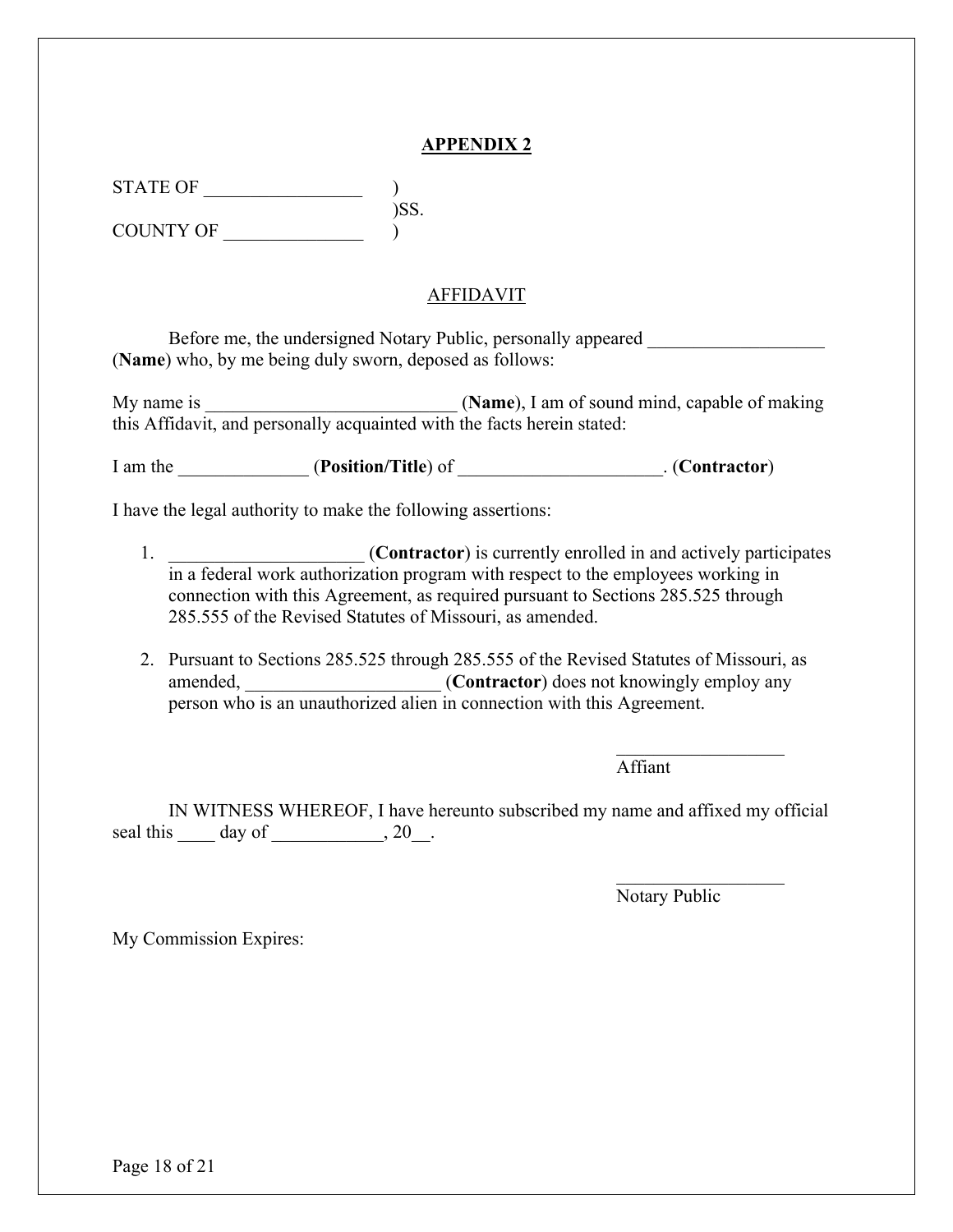## APPENDIX 2

STATE OF _________________ )
)SS.
COUNTY OF _______________ )

AFFIDAVIT

Before me, the undersigned Notary Public, personally appeared ___________________ (**Name**) who, by me being duly sworn, deposed as follows:

My name is ___________________________ (**Name**), I am of sound mind, capable of making this Affidavit, and personally acquainted with the facts herein stated:

I am the ______________ (**Position/Title**) of ______________________. (**Contractor**)

I have the legal authority to make the following assertions:

1. _____________________ (**Contractor**) is currently enrolled in and actively participates in a federal work authorization program with respect to the employees working in connection with this Agreement, as required pursuant to Sections 285.525 through 285.555 of the Revised Statutes of Missouri, as amended.

2. Pursuant to Sections 285.525 through 285.555 of the Revised Statutes of Missouri, as amended, _____________________ (**Contractor**) does not knowingly employ any person who is an unauthorized alien in connection with this Agreement.

___________________
Affiant

IN WITNESS WHEREOF, I have hereunto subscribed my name and affixed my official seal this ____ day of ____________, 20__.

___________________
Notary Public

My Commission Expires: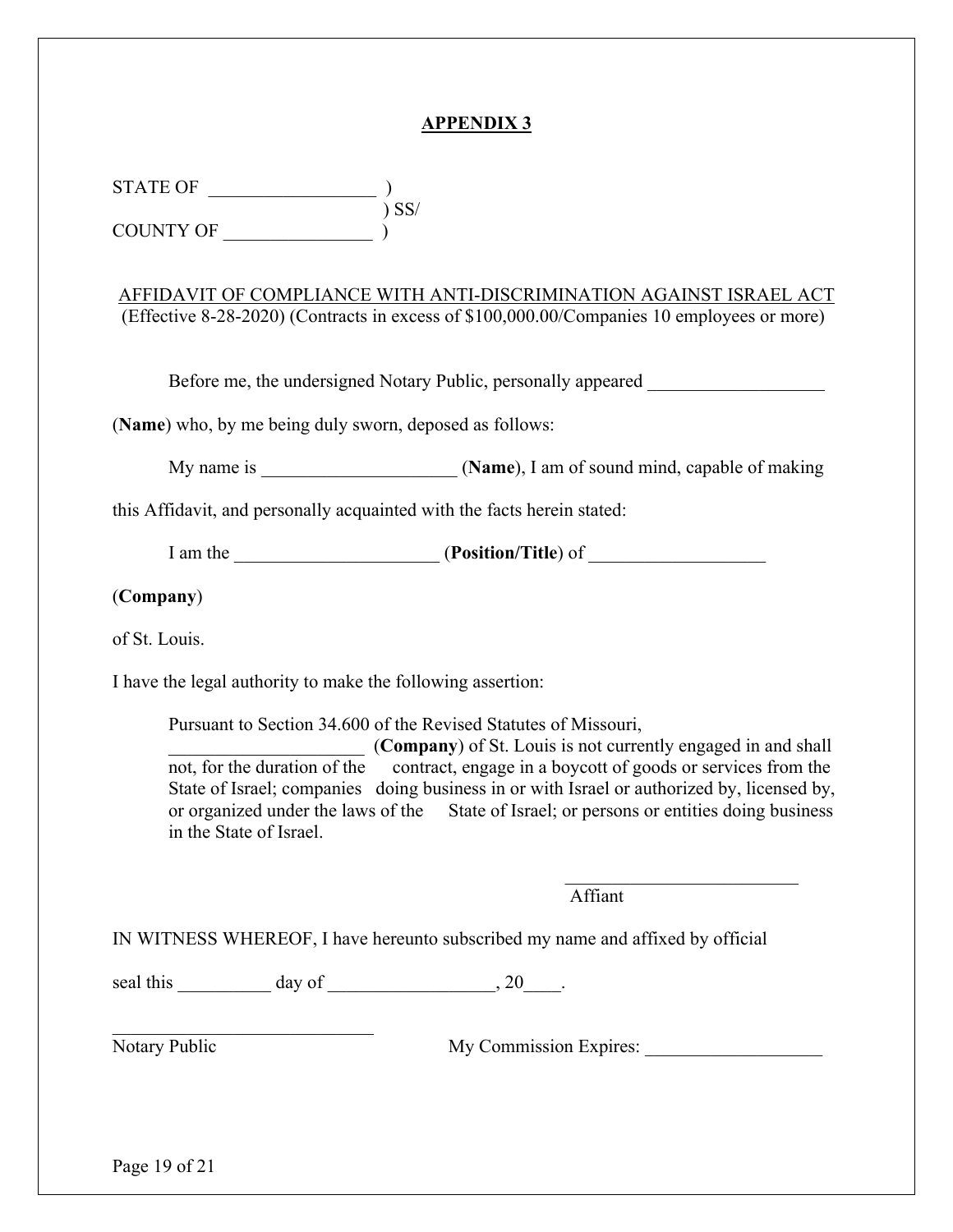## APPENDIX 3

STATE OF __________________ )
) SS/
COUNTY OF ________________ )

AFFIDAVIT OF COMPLIANCE WITH ANTI-DISCRIMINATION AGAINST ISRAEL ACT
(Effective 8-28-2020) (Contracts in excess of $100,000.00/Companies 10 employees or more)

Before me, the undersigned Notary Public, personally appeared ___________________ (**Name**) who, by me being duly sworn, deposed as follows:

My name is _____________________ (**Name**), I am of sound mind, capable of making this Affidavit, and personally acquainted with the facts herein stated:

I am the ______________________ (**Position/Title**) of ___________________ (**Company**)

of St. Louis.

I have the legal authority to make the following assertion:

> Pursuant to Section 34.600 of the Revised Statutes of Missouri, _____________________ (**Company**) of St. Louis is not currently engaged in and shall not, for the duration of the contract, engage in a boycott of goods or services from the State of Israel; companies doing business in or with Israel or authorized by, licensed by, or organized under the laws of the State of Israel; or persons or entities doing business in the State of Israel.

__________________________
Affiant

IN WITNESS WHEREOF, I have hereunto subscribed my name and affixed by official seal this __________ day of __________________, 20____.

_____________________________
Notary Public

My Commission Expires: ___________________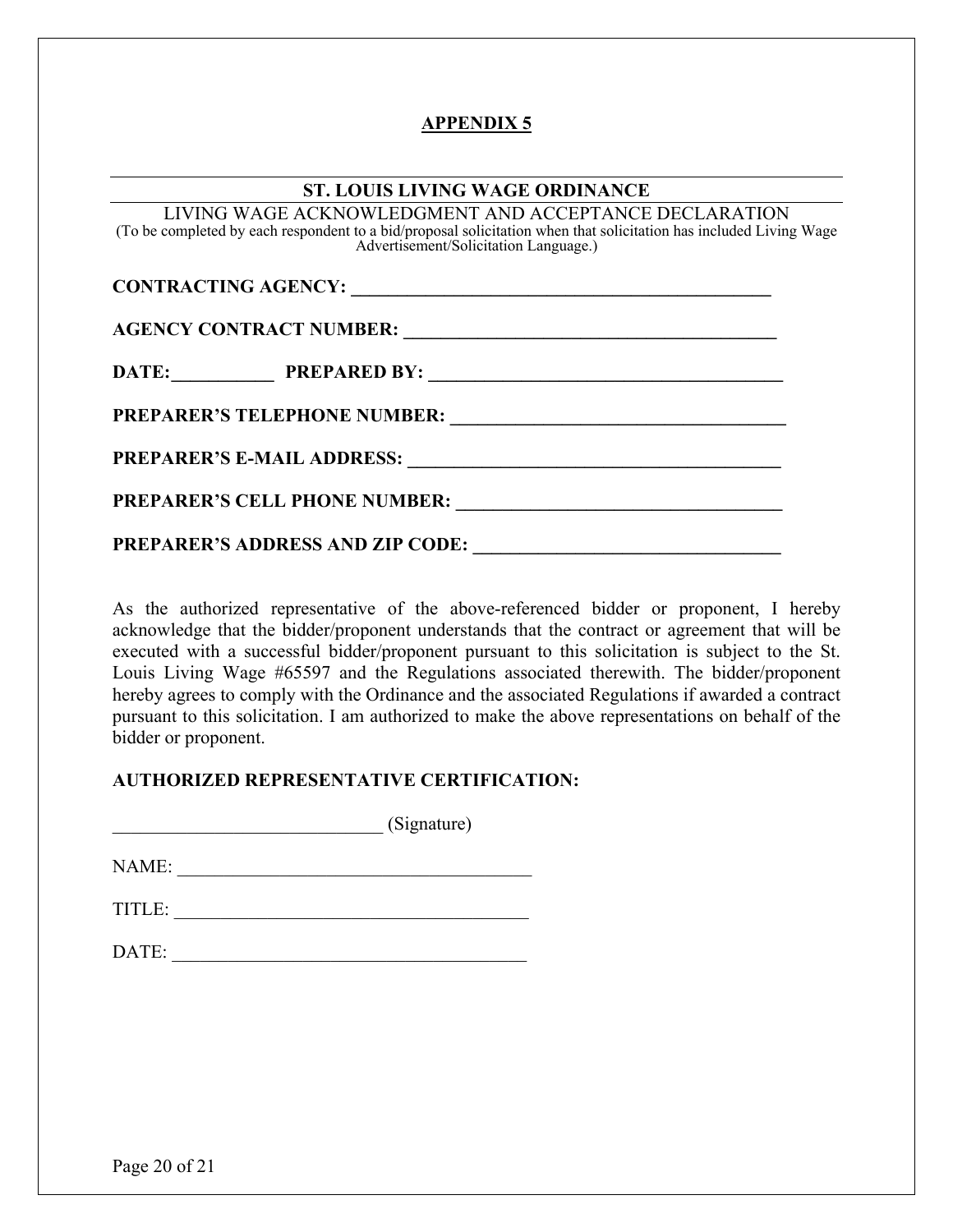## APPENDIX 5

### ST. LOUIS LIVING WAGE ORDINANCE

LIVING WAGE ACKNOWLEDGMENT AND ACCEPTANCE DECLARATION

(To be completed by each respondent to a bid/proposal solicitation when that solicitation has included Living Wage Advertisement/Solicitation Language.)

**CONTRACTING AGENCY: ______________________________________________**

**AGENCY CONTRACT NUMBER: _________________________________________**

**DATE:___________ PREPARED BY: _______________________________________**

**PREPARER'S TELEPHONE NUMBER: ____________________________________**

**PREPARER'S E-MAIL ADDRESS: _________________________________________**

**PREPARER'S CELL PHONE NUMBER: ___________________________________**

**PREPARER'S ADDRESS AND ZIP CODE: _________________________________**

As the authorized representative of the above-referenced bidder or proponent, I hereby acknowledge that the bidder/proponent understands that the contract or agreement that will be executed with a successful bidder/proponent pursuant to this solicitation is subject to the St. Louis Living Wage #65597 and the Regulations associated therewith. The bidder/proponent hereby agrees to comply with the Ordinance and the associated Regulations if awarded a contract pursuant to this solicitation. I am authorized to make the above representations on behalf of the bidder or proponent.

**AUTHORIZED REPRESENTATIVE CERTIFICATION:**

_____________________________ (Signature)

NAME: _______________________________________

TITLE: _______________________________________

DATE: _______________________________________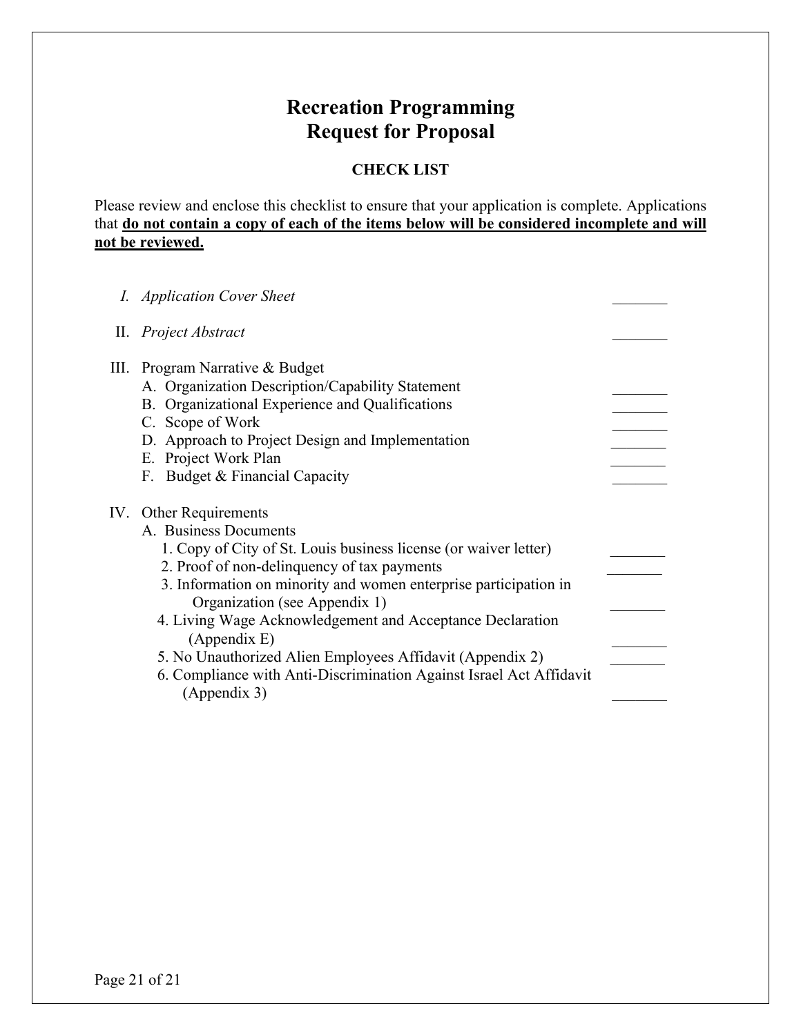# Recreation Programming
# Request for Proposal

**CHECK LIST**

Please review and enclose this checklist to ensure that your application is complete. Applications that **<u>do not contain a copy of each of the items below will be considered incomplete and will not be reviewed.</u>**

I. *Application Cover Sheet* _______

II. *Project Abstract* _______

III. Program Narrative & Budget
   - A. Organization Description/Capability Statement _______
   - B. Organizational Experience and Qualifications _______
   - C. Scope of Work _______
   - D. Approach to Project Design and Implementation _______
   - E. Project Work Plan _______
   - F. Budget & Financial Capacity _______

IV. Other Requirements
   - A. Business Documents
     1. Copy of City of St. Louis business license (or waiver letter) _______
     2. Proof of non-delinquency of tax payments _______
     3. Information on minority and women enterprise participation in Organization (see Appendix 1) _______
     4. Living Wage Acknowledgement and Acceptance Declaration (Appendix E) _______
     5. No Unauthorized Alien Employees Affidavit (Appendix 2) _______
     6. Compliance with Anti-Discrimination Against Israel Act Affidavit (Appendix 3) _______